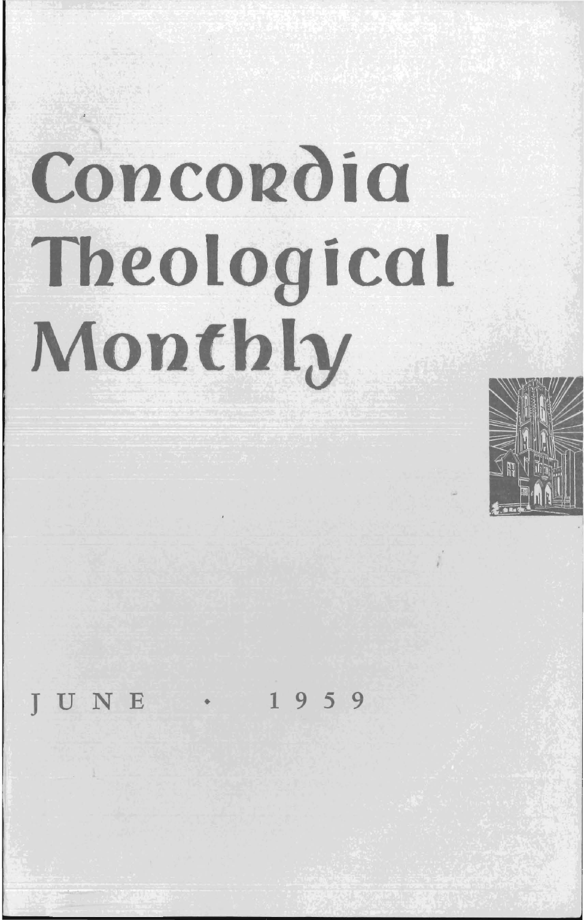# Concordia Theological Monthly

JUNE · 1959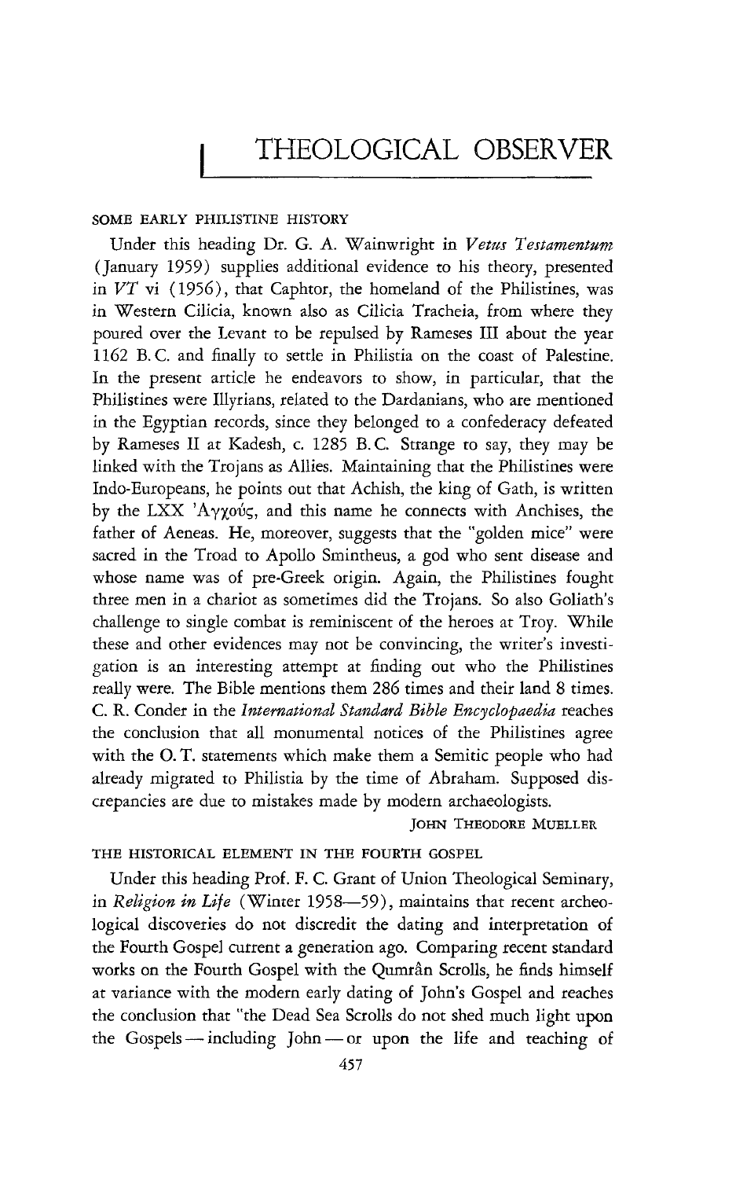# THEOLOGICAL OBSERVER

## SOME EARLY PHILISTINE HISTORY

Under this heading Dr. G. A. Wainwright in *Vetus Testamentum* (January 1959) supplies additional evidence to his theory, presented in *VT* vi (1956), that Caphtor, the homeland of the Philistines, was in Western Cilicia, known also as Cilicia Tracheia, from where they poured over the Levant to be repulsed by Rameses III about the year 1162 B. C. and finally to settle in Philistia on the coast of Palestine. In the present article he endeavors to show, in particular, that the Philistines were Illyrians, related to the Dardanians, who are mentioned in the Egyptian records, since they belonged to a confederacy defeated by Rameses II at Kadesh, c. 1285 B. C. Strange to say, they may be linked with the Trojans as Allies. Maintaining that the Philistines were Indo-Europeans, he points out that Achish, the king of Gath, is written by the LXX Ἀγχούς, and this name he connects with Anchises, the father of Aeneas. He, moreover, suggests that the "golden mice" were sacred in the Troad to Apollo Smintheus, a god who sent disease and whose name was of pre-Greek origin. Again, the Philistines fought three men in a chariot as sometimes did the Trojans. So also Goliath's challenge to single combat is reminiscent of the heroes at Troy. While these and other evidences may not be convincing, the writer's investigation is an interesting attempt at finding out who the Philistines really were. The Bible mentions them 286 times and their land 8 times. C. R. Conder in the *International Standard Bible Encyclopaedia* reaches the conclusion that all monumental notices of the Philistines agree with the O. T. statements which make them a Semitic people who had already migrated to Philistia by the time of Abraham. Supposed discrepancies are due to mistakes made by modern archaeologists.

JOHN THEODORE MUELLER

## THE HISTORICAL ELEMENT IN THE FOURTH GOSPEL

Under this heading Prof. F. C. Grant of Union Theological Seminary, in *Religion in Life* (Winter 1958—59), maintains that recent archeological discoveries do not discredit the dating and interpretation of the Fourth Gospel current a generation ago. Comparing recent standard works on the Fourth Gospel with the Qumrân Scrolls, he finds himself at variance with the modern early dating of John's Gospel and reaches the conclusion that "the Dead Sea Scrolls do not shed much light upon the Gospels — including John — or upon the life and teaching of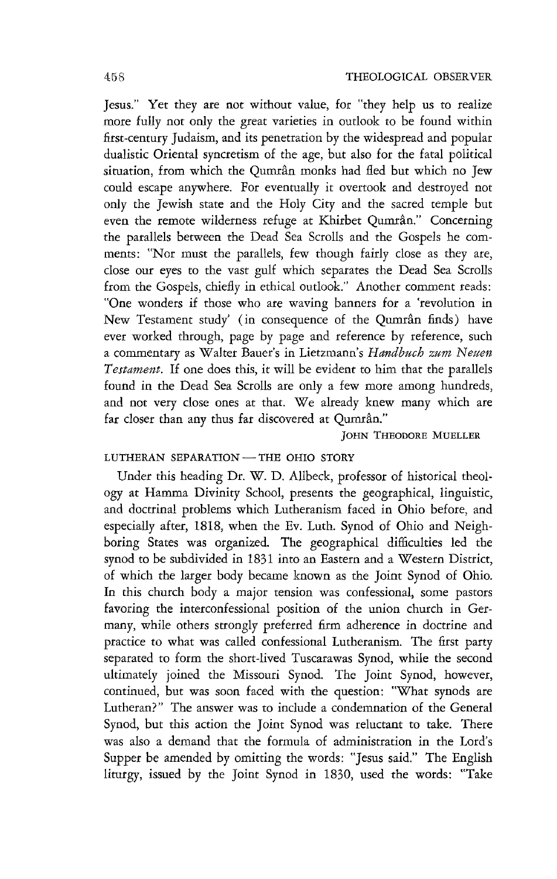Jesus." Yet they are not without value, for "they help us to realize more fully not only the great varieties in outlook to be found within first-century Judaism, and its penetration by the widespread and popular dualistic Oriental syncretism of the age, but also for the fatal political situation, from which the Qumrân monks had fled but which no Jew could escape anywhere. For eventually it overtook and destroyed not only the Jewish state and the Holy City and the sacred temple but even the remote wilderness refuge at Khirbet Qumrân." Concerning the parallels between the Dead Sea Scrolls and the Gospels he comments: "Nor must the parallels, few though fairly close as they are, close our eyes to the vast gulf which separates the Dead Sea Scrolls from the Gospels, chiefly in ethical outlook." Another comment reads: "One wonders if those who are waving banners for a 'revolution in New Testament study' (in consequence of the Qumrân finds) have ever worked through, page by page and reference by reference, such a commentary as Walter Bauer's in Lietzmann's *Handbuch zum Neuen Testament*. If one does this, it will be evident to him that the parallels found in the Dead Sea Scrolls are only a few more among hundreds, and not very close ones at that. We already knew many which are far closer than any thus far discovered at Qumrân."

JOHN THEODORE MUELLER

## LUTHERAN SEPARATION — THE OHIO STORY

Under this heading Dr. W. D. Allbeck, professor of historical theology at Hamma Divinity School, presents the geographical, linguistic, and doctrinal problems which Lutheranism faced in Ohio before, and especially after, 1818, when the Ev. Luth. Synod of Ohio and Neighboring States was organized. The geographical difficulties led the synod to be subdivided in 1831 into an Eastern and a Western District, of which the larger body became known as the Joint Synod of Ohio. In this church body a major tension was confessional, some pastors favoring the interconfessional position of the union church in Germany, while others strongly preferred firm adherence in doctrine and practice to what was called confessional Lutheranism. The first party separated to form the short-lived Tuscarawas Synod, while the second ultimately joined the Missouri Synod. The Joint Synod, however, continued, but was soon faced with the question: "What synods are Lutheran?" The answer was to include a condemnation of the General Synod, but this action the Joint Synod was reluctant to take. There was also a demand that the formula of administration in the Lord's Supper be amended by omitting the words: "Jesus said." The English liturgy, issued by the Joint Synod in 1830, used the words: "Take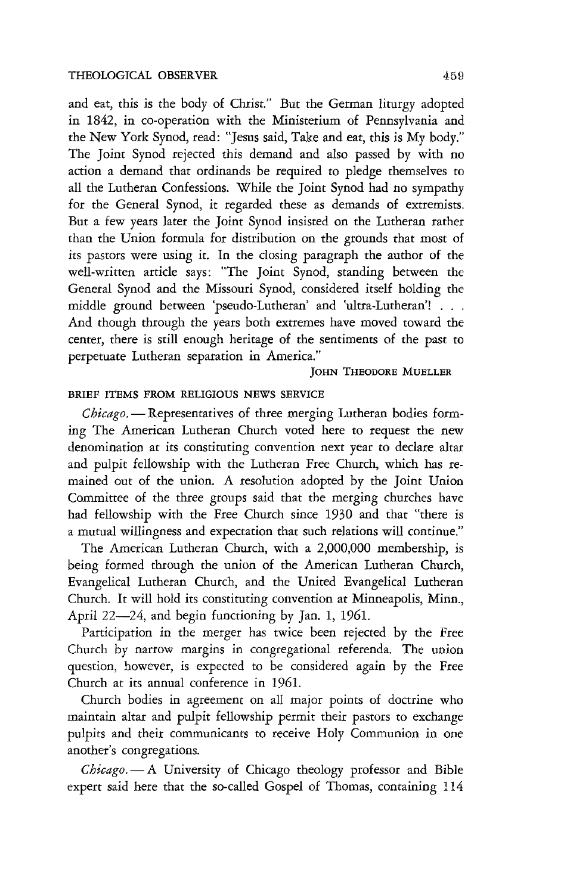and eat, this is the body of Christ." But the German liturgy adopted in 1842, in co-operation with the Ministerium of Pennsylvania and the New York Synod, read: "Jesus said, Take and eat, this is My body." The Joint Synod rejected this demand and also passed by with no action a demand that ordinands be required to pledge themselves to all the Lutheran Confessions. While the Joint Synod had no sympathy for the General Synod, it regarded these as demands of extremists. But a few years later the Joint Synod insisted on the Lutheran rather than the Union formula for distribution on the grounds that most of its pastors were using it. In the closing paragraph the author of the well-written article says: "The Joint Synod, standing between the General Synod and the Missouri Synod, considered itself holding the middle ground between 'pseudo-Lutheran' and 'ultra-Lutheran'! . . . And though through the years both extremes have moved toward the center, there is still enough heritage of the sentiments of the past to perpetuate Lutheran separation in America."

JOHN THEODORE MUELLER

BRIEF ITEMS FROM RELIGIOUS NEWS SERVICE

*Chicago.* — Representatives of three merging Lutheran bodies forming The American Lutheran Church voted here to request the new denomination at its constituting convention next year to declare altar and pulpit fellowship with the Lutheran Free Church, which has remained out of the union. A resolution adopted by the Joint Union Committee of the three groups said that the merging churches have had fellowship with the Free Church since 1930 and that "there is a mutual willingness and expectation that such relations will continue."

The American Lutheran Church, with a 2,000,000 membership, is being formed through the union of the American Lutheran Church, Evangelical Lutheran Church, and the United Evangelical Lutheran Church. It will hold its constituting convention at Minneapolis, Minn., April 22—24, and begin functioning by Jan. 1, 1961.

Participation in the merger has twice been rejected by the Free Church by narrow margins in congregational referenda. The union question, however, is expected to be considered again by the Free Church at its annual conference in 1961.

Church bodies in agreement on all major points of doctrine who maintain altar and pulpit fellowship permit their pastors to exchange pulpits and their communicants to receive Holy Communion in one another's congregations.

*Chicago.* — A University of Chicago theology professor and Bible expert said here that the so-called Gospel of Thomas, containing 114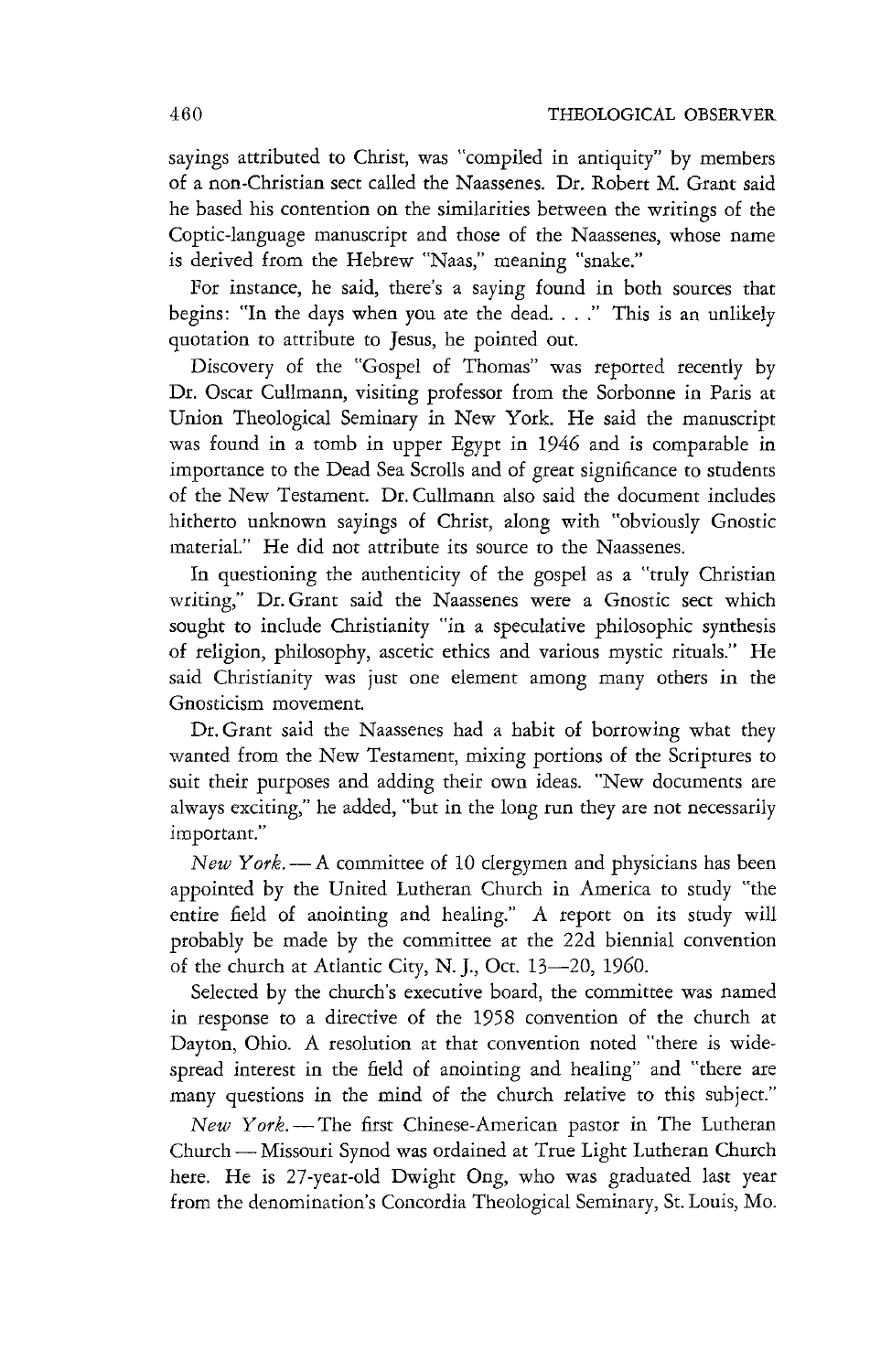sayings attributed to Christ, was "compiled in antiquity" by members of a non-Christian sect called the Naassenes. Dr. Robert M. Grant said he based his contention on the similarities between the writings of the Coptic-language manuscript and those of the Naassenes, whose name is derived from the Hebrew "Naas," meaning "snake."

For instance, he said, there's a saying found in both sources that begins: "In the days when you ate the dead. . . ." This is an unlikely quotation to attribute to Jesus, he pointed out.

Discovery of the "Gospel of Thomas" was reported recently by Dr. Oscar Cullmann, visiting professor from the Sorbonne in Paris at Union Theological Seminary in New York. He said the manuscript was found in a tomb in upper Egypt in 1946 and is comparable in importance to the Dead Sea Scrolls and of great significance to students of the New Testament. Dr. Cullmann also said the document includes hitherto unknown sayings of Christ, along with "obviously Gnostic material." He did not attribute its source to the Naassenes.

In questioning the authenticity of the gospel as a "truly Christian writing," Dr. Grant said the Naassenes were a Gnostic sect which sought to include Christianity "in a speculative philosophic synthesis of religion, philosophy, ascetic ethics and various mystic rituals." He said Christianity was just one element among many others in the Gnosticism movement.

Dr. Grant said the Naassenes had a habit of borrowing what they wanted from the New Testament, mixing portions of the Scriptures to suit their purposes and adding their own ideas. "New documents are always exciting," he added, "but in the long run they are not necessarily important."

*New York.* — A committee of 10 clergymen and physicians has been appointed by the United Lutheran Church in America to study "the entire field of anointing and healing." A report on its study will probably be made by the committee at the 22d biennial convention of the church at Atlantic City, N. J., Oct. 13—20, 1960.

Selected by the church's executive board, the committee was named in response to a directive of the 1958 convention of the church at Dayton, Ohio. A resolution at that convention noted "there is widespread interest in the field of anointing and healing" and "there are many questions in the mind of the church relative to this subject."

*New York.* — The first Chinese-American pastor in The Lutheran Church — Missouri Synod was ordained at True Light Lutheran Church here. He is 27-year-old Dwight Ong, who was graduated last year from the denomination's Concordia Theological Seminary, St. Louis, Mo.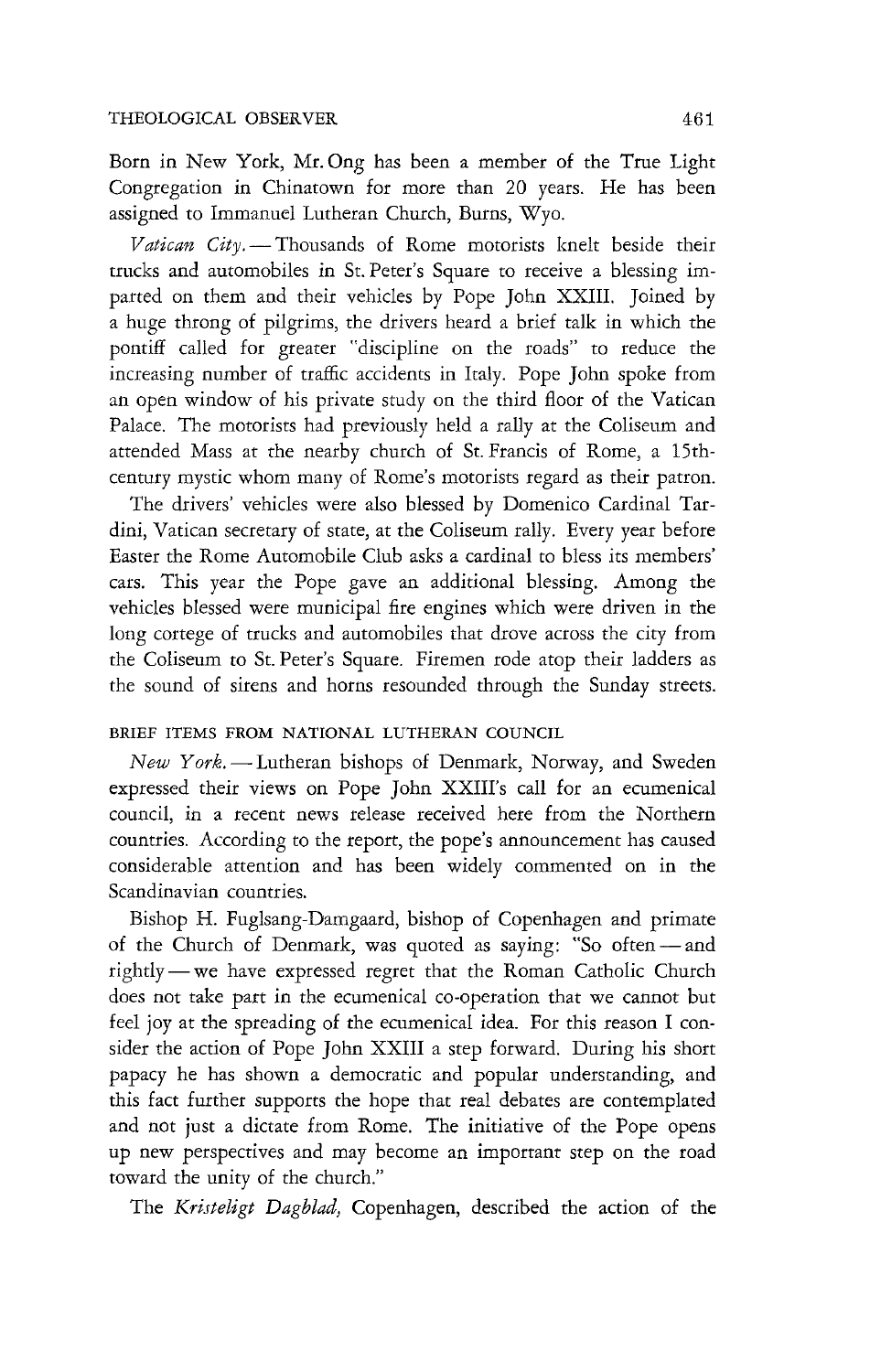Born in New York, Mr. Ong has been a member of the True Light Congregation in Chinatown for more than 20 years. He has been assigned to Immanuel Lutheran Church, Burns, Wyo.

*Vatican City.* — Thousands of Rome motorists knelt beside their trucks and automobiles in St. Peter's Square to receive a blessing imparted on them and their vehicles by Pope John XXIII. Joined by a huge throng of pilgrims, the drivers heard a brief talk in which the pontiff called for greater "discipline on the roads" to reduce the increasing number of traffic accidents in Italy. Pope John spoke from an open window of his private study on the third floor of the Vatican Palace. The motorists had previously held a rally at the Coliseum and attended Mass at the nearby church of St. Francis of Rome, a 15th-century mystic whom many of Rome's motorists regard as their patron.

The drivers' vehicles were also blessed by Domenico Cardinal Tardini, Vatican secretary of state, at the Coliseum rally. Every year before Easter the Rome Automobile Club asks a cardinal to bless its members' cars. This year the Pope gave an additional blessing. Among the vehicles blessed were municipal fire engines which were driven in the long cortege of trucks and automobiles that drove across the city from the Coliseum to St. Peter's Square. Firemen rode atop their ladders as the sound of sirens and horns resounded through the Sunday streets.

## BRIEF ITEMS FROM NATIONAL LUTHERAN COUNCIL

*New York.* — Lutheran bishops of Denmark, Norway, and Sweden expressed their views on Pope John XXIII's call for an ecumenical council, in a recent news release received here from the Northern countries. According to the report, the pope's announcement has caused considerable attention and has been widely commented on in the Scandinavian countries.

Bishop H. Fuglsang-Damgaard, bishop of Copenhagen and primate of the Church of Denmark, was quoted as saying: "So often — and rightly — we have expressed regret that the Roman Catholic Church does not take part in the ecumenical co-operation that we cannot but feel joy at the spreading of the ecumenical idea. For this reason I consider the action of Pope John XXIII a step forward. During his short papacy he has shown a democratic and popular understanding, and this fact further supports the hope that real debates are contemplated and not just a dictate from Rome. The initiative of the Pope opens up new perspectives and may become an important step on the road toward the unity of the church."

The *Kristeligt Dagblad,* Copenhagen, described the action of the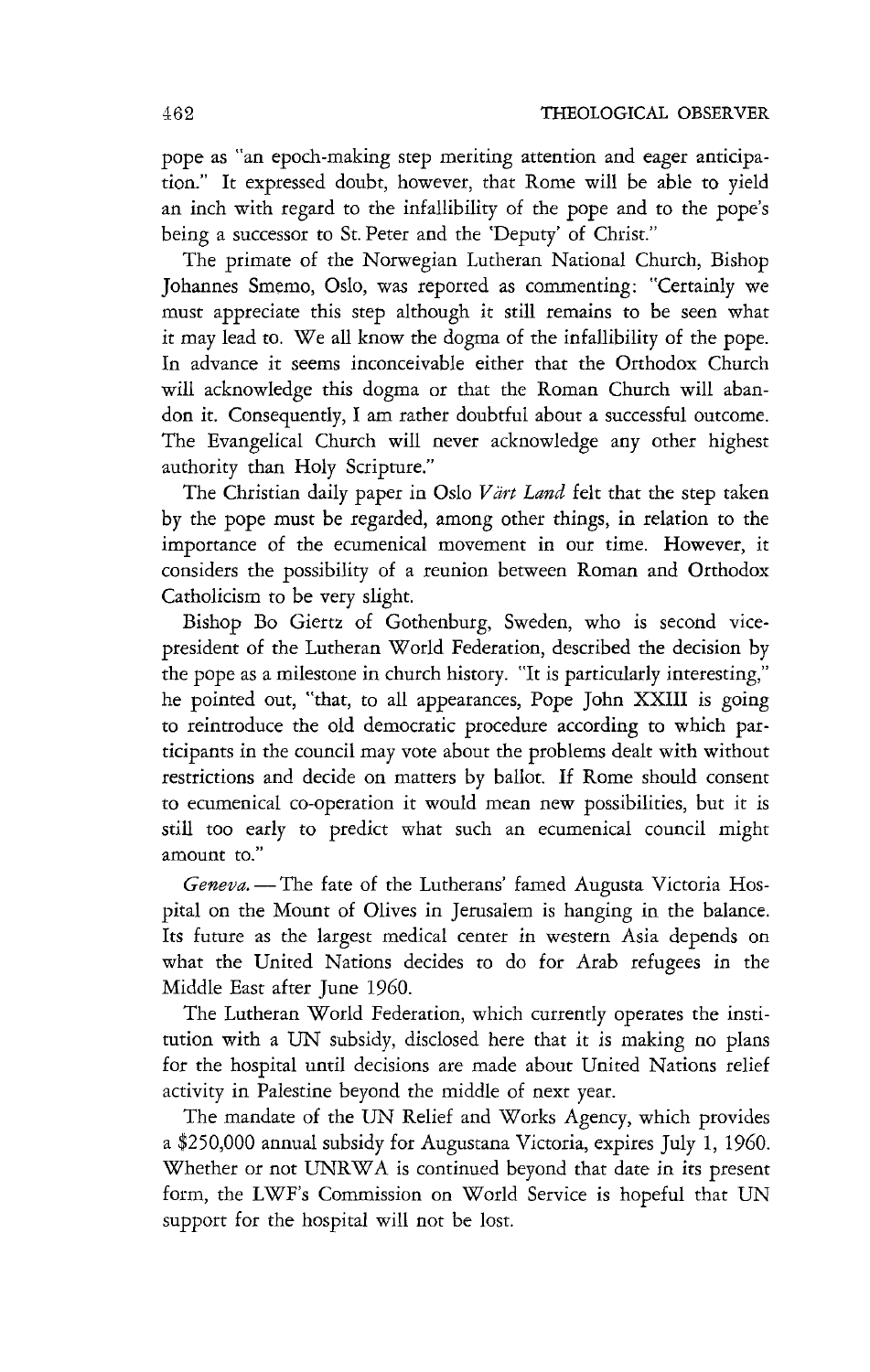pope as "an epoch-making step meriting attention and eager anticipation." It expressed doubt, however, that Rome will be able to yield an inch with regard to the infallibility of the pope and to the pope's being a successor to St. Peter and the 'Deputy' of Christ."

The primate of the Norwegian Lutheran National Church, Bishop Johannes Smemo, Oslo, was reported as commenting: "Certainly we must appreciate this step although it still remains to be seen what it may lead to. We all know the dogma of the infallibility of the pope. In advance it seems inconceivable either that the Orthodox Church will acknowledge this dogma or that the Roman Church will abandon it. Consequently, I am rather doubtful about a successful outcome. The Evangelical Church will never acknowledge any other highest authority than Holy Scripture."

The Christian daily paper in Oslo *Vårt Land* felt that the step taken by the pope must be regarded, among other things, in relation to the importance of the ecumenical movement in our time. However, it considers the possibility of a reunion between Roman and Orthodox Catholicism to be very slight.

Bishop Bo Giertz of Gothenburg, Sweden, who is second vice-president of the Lutheran World Federation, described the decision by the pope as a milestone in church history. "It is particularly interesting," he pointed out, "that, to all appearances, Pope John XXIII is going to reintroduce the old democratic procedure according to which participants in the council may vote about the problems dealt with without restrictions and decide on matters by ballot. If Rome should consent to ecumenical co-operation it would mean new possibilities, but it is still too early to predict what such an ecumenical council might amount to."

*Geneva.* — The fate of the Lutherans' famed Augusta Victoria Hospital on the Mount of Olives in Jerusalem is hanging in the balance. Its future as the largest medical center in western Asia depends on what the United Nations decides to do for Arab refugees in the Middle East after June 1960.

The Lutheran World Federation, which currently operates the institution with a UN subsidy, disclosed here that it is making no plans for the hospital until decisions are made about United Nations relief activity in Palestine beyond the middle of next year.

The mandate of the UN Relief and Works Agency, which provides a $250,000 annual subsidy for Augustana Victoria, expires July 1, 1960. Whether or not UNRWA is continued beyond that date in its present form, the LWF's Commission on World Service is hopeful that UN support for the hospital will not be lost.